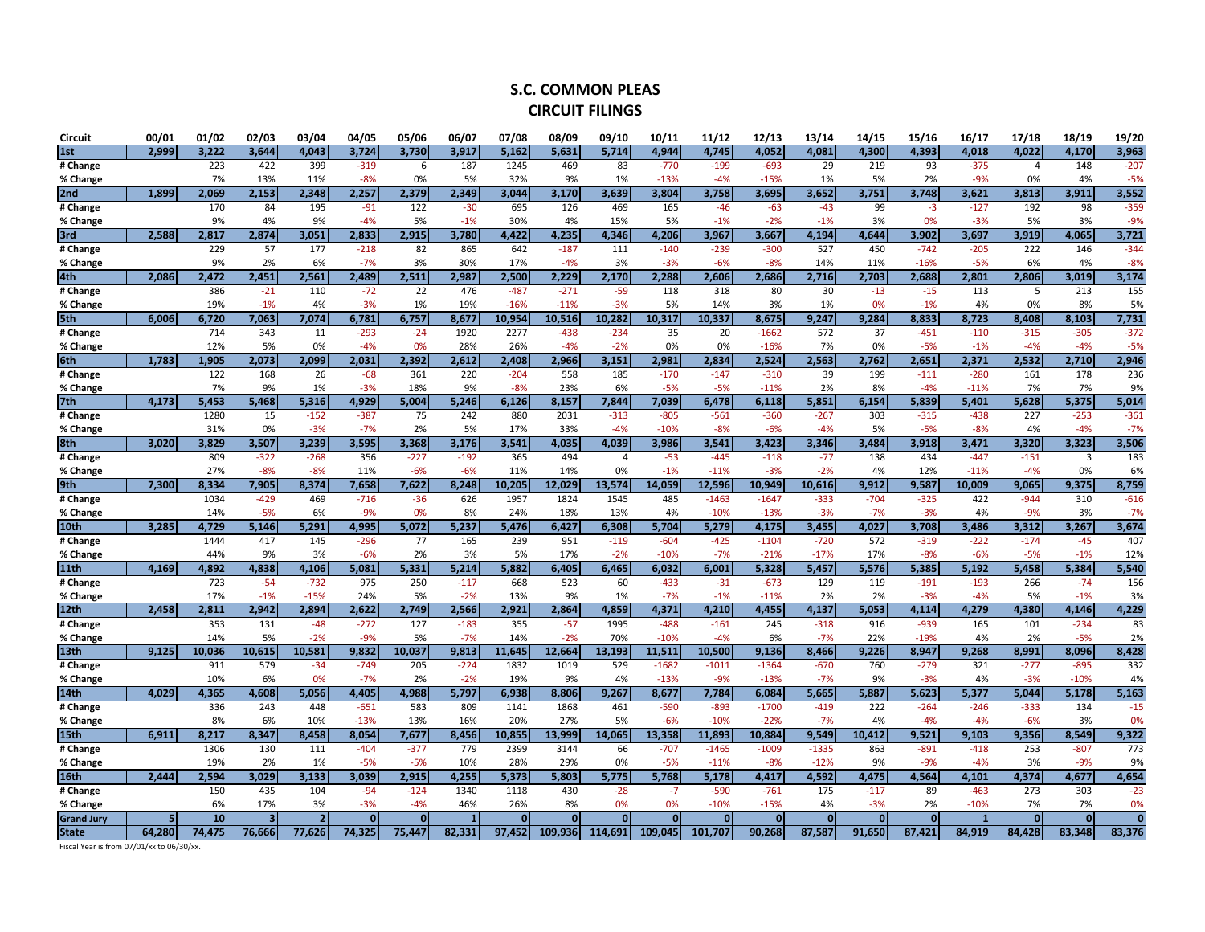# S.C. COMMON PLEAS
## CIRCUIT FILINGS

| Circuit | 00/01 | 01/02 | 02/03 | 03/04 | 04/05 | 05/06 | 06/07 | 07/08 | 08/09 | 09/10 | 10/11 | 11/12 | 12/13 | 13/14 | 14/15 | 15/16 | 16/17 | 17/18 | 18/19 | 19/20 |
|---|---|---|---|---|---|---|---|---|---|---|---|---|---|---|---|---|---|---|---|---|
| **1st** | **2,999** | **3,222** | **3,644** | **4,043** | **3,724** | **3,730** | **3,917** | **5,162** | **5,631** | **5,714** | **4,944** | **4,745** | **4,052** | **4,081** | **4,300** | **4,393** | **4,018** | **4,022** | **4,170** | **3,963** |
| **# Change** | | 223 | 422 | 399 | -319 | 6 | 187 | 1245 | 469 | 83 | -770 | -199 | -693 | 29 | 219 | 93 | -375 | 4 | 148 | -207 |
| **% Change** | | 7% | 13% | 11% | -8% | 0% | 5% | 32% | 9% | 1% | -13% | -4% | -15% | 1% | 5% | 2% | -9% | 0% | 4% | -5% |
| **2nd** | **1,899** | **2,069** | **2,153** | **2,348** | **2,257** | **2,379** | **2,349** | **3,044** | **3,170** | **3,639** | **3,804** | **3,758** | **3,695** | **3,652** | **3,751** | **3,748** | **3,621** | **3,813** | **3,911** | **3,552** |
| **# Change** | | 170 | 84 | 195 | -91 | 122 | -30 | 695 | 126 | 469 | 165 | -46 | -63 | -43 | 99 | -3 | -127 | 192 | 98 | -359 |
| **% Change** | | 9% | 4% | 9% | -4% | 5% | -1% | 30% | 4% | 15% | 5% | -1% | -2% | -1% | 3% | 0% | -3% | 5% | 3% | -9% |
| **3rd** | **2,588** | **2,817** | **2,874** | **3,051** | **2,833** | **2,915** | **3,780** | **4,422** | **4,235** | **4,346** | **4,206** | **3,967** | **3,667** | **4,194** | **4,644** | **3,902** | **3,697** | **3,919** | **4,065** | **3,721** |
| **# Change** | | 229 | 57 | 177 | -218 | 82 | 865 | 642 | -187 | 111 | -140 | -239 | -300 | 527 | 450 | -742 | -205 | 222 | 146 | -344 |
| **% Change** | | 9% | 2% | 6% | -7% | 3% | 30% | 17% | -4% | 3% | -3% | -6% | -8% | 14% | 11% | -16% | -5% | 6% | 4% | -8% |
| **4th** | **2,086** | **2,472** | **2,451** | **2,561** | **2,489** | **2,511** | **2,987** | **2,500** | **2,229** | **2,170** | **2,288** | **2,606** | **2,686** | **2,716** | **2,703** | **2,688** | **2,801** | **2,806** | **3,019** | **3,174** |
| **# Change** | | 386 | -21 | 110 | -72 | 22 | 476 | -487 | -271 | -59 | 118 | 318 | 80 | 30 | -13 | -15 | 113 | 5 | 213 | 155 |
| **% Change** | | 19% | -1% | 4% | -3% | 1% | 19% | -16% | -11% | -3% | 5% | 14% | 3% | 1% | 0% | -1% | 4% | 0% | 8% | 5% |
| **5th** | **6,006** | **6,720** | **7,063** | **7,074** | **6,781** | **6,757** | **8,677** | **10,954** | **10,516** | **10,282** | **10,317** | **10,337** | **8,675** | **9,247** | **9,284** | **8,833** | **8,723** | **8,408** | **8,103** | **7,731** |
| **# Change** | | 714 | 343 | 11 | -293 | -24 | 1920 | 2277 | -438 | -234 | 35 | 20 | -1662 | 572 | 37 | -451 | -110 | -315 | -305 | -372 |
| **% Change** | | 12% | 5% | 0% | -4% | 0% | 28% | 26% | -4% | -2% | 0% | 0% | -16% | 7% | 0% | -5% | -1% | -4% | -4% | -5% |
| **6th** | **1,783** | **1,905** | **2,073** | **2,099** | **2,031** | **2,392** | **2,612** | **2,408** | **2,966** | **3,151** | **2,981** | **2,834** | **2,524** | **2,563** | **2,762** | **2,651** | **2,371** | **2,532** | **2,710** | **2,946** |
| **# Change** | | 122 | 168 | 26 | -68 | 361 | 220 | -204 | 558 | 185 | -170 | -147 | -310 | 39 | 199 | -111 | -280 | 161 | 178 | 236 |
| **% Change** | | 7% | 9% | 1% | -3% | 18% | 9% | -8% | 23% | 6% | -5% | -5% | -11% | 2% | 8% | -4% | -11% | 7% | 7% | 9% |
| **7th** | **4,173** | **5,453** | **5,468** | **5,316** | **4,929** | **5,004** | **5,246** | **6,126** | **8,157** | **7,844** | **7,039** | **6,478** | **6,118** | **5,851** | **6,154** | **5,839** | **5,401** | **5,628** | **5,375** | **5,014** |
| **# Change** | | 1280 | 15 | -152 | -387 | 75 | 242 | 880 | 2031 | -313 | -805 | -561 | -360 | -267 | 303 | -315 | -438 | 227 | -253 | -361 |
| **% Change** | | 31% | 0% | -3% | -7% | 2% | 5% | 17% | 33% | -4% | -10% | -8% | -6% | -4% | 5% | -5% | -8% | 4% | -4% | -7% |
| **8th** | **3,020** | **3,829** | **3,507** | **3,239** | **3,595** | **3,368** | **3,176** | **3,541** | **4,035** | **4,039** | **3,986** | **3,541** | **3,423** | **3,346** | **3,484** | **3,918** | **3,471** | **3,320** | **3,323** | **3,506** |
| **# Change** | | 809 | -322 | -268 | 356 | -227 | -192 | 365 | 494 | 4 | -53 | -445 | -118 | -77 | 138 | 434 | -447 | -151 | 3 | 183 |
| **% Change** | | 27% | -8% | -8% | 11% | -6% | -6% | 11% | 14% | 0% | -1% | -11% | -3% | -2% | 4% | 12% | -11% | -4% | 0% | 6% |
| **9th** | **7,300** | **8,334** | **7,905** | **8,374** | **7,658** | **7,622** | **8,248** | **10,205** | **12,029** | **13,574** | **14,059** | **12,596** | **10,949** | **10,616** | **9,912** | **9,587** | **10,009** | **9,065** | **9,375** | **8,759** |
| **# Change** | | 1034 | -429 | 469 | -716 | -36 | 626 | 1957 | 1824 | 1545 | 485 | -1463 | -1647 | -333 | -704 | -325 | 422 | -944 | 310 | -616 |
| **% Change** | | 14% | -5% | 6% | -9% | 0% | 8% | 24% | 18% | 13% | 4% | -10% | -13% | -3% | -7% | -3% | 4% | -9% | 3% | -7% |
| **10th** | **3,285** | **4,729** | **5,146** | **5,291** | **4,995** | **5,072** | **5,237** | **5,476** | **6,427** | **6,308** | **5,704** | **5,279** | **4,175** | **3,455** | **4,027** | **3,708** | **3,486** | **3,312** | **3,267** | **3,674** |
| **# Change** | | 1444 | 417 | 145 | -296 | 77 | 165 | 239 | 951 | -119 | -604 | -425 | -1104 | -720 | 572 | -319 | -222 | -174 | -45 | 407 |
| **% Change** | | 44% | 9% | 3% | -6% | 2% | 3% | 5% | 17% | -2% | -10% | -7% | -21% | -17% | 17% | -8% | -6% | -5% | -1% | 12% |
| **11th** | **4,169** | **4,892** | **4,838** | **4,106** | **5,081** | **5,331** | **5,214** | **5,882** | **6,405** | **6,465** | **6,032** | **6,001** | **5,328** | **5,457** | **5,576** | **5,385** | **5,192** | **5,458** | **5,384** | **5,540** |
| **# Change** | | 723 | -54 | -732 | 975 | 250 | -117 | 668 | 523 | 60 | -433 | -31 | -673 | 129 | 119 | -191 | -193 | 266 | -74 | 156 |
| **% Change** | | 17% | -1% | -15% | 24% | 5% | -2% | 13% | 9% | 1% | -7% | -1% | -11% | 2% | 2% | -3% | -4% | 5% | -1% | 3% |
| **12th** | **2,458** | **2,811** | **2,942** | **2,894** | **2,622** | **2,749** | **2,566** | **2,921** | **2,864** | **4,859** | **4,371** | **4,210** | **4,455** | **4,137** | **5,053** | **4,114** | **4,279** | **4,380** | **4,146** | **4,229** |
| **# Change** | | 353 | 131 | -48 | -272 | 127 | -183 | 355 | -57 | 1995 | -488 | -161 | 245 | -318 | 916 | -939 | 165 | 101 | -234 | 83 |
| **% Change** | | 14% | 5% | -2% | -9% | 5% | -7% | 14% | -2% | 70% | -10% | -4% | 6% | -7% | 22% | -19% | 4% | 2% | -5% | 2% |
| **13th** | **9,125** | **10,036** | **10,615** | **10,581** | **9,832** | **10,037** | **9,813** | **11,645** | **12,664** | **13,193** | **11,511** | **10,500** | **9,136** | **8,466** | **9,226** | **8,947** | **9,268** | **8,991** | **8,096** | **8,428** |
| **# Change** | | 911 | 579 | -34 | -749 | 205 | -224 | 1832 | 1019 | 529 | -1682 | -1011 | -1364 | -670 | 760 | -279 | 321 | -277 | -895 | 332 |
| **% Change** | | 10% | 6% | 0% | -7% | 2% | -2% | 19% | 9% | 4% | -13% | -9% | -13% | -7% | 9% | -3% | 4% | -3% | -10% | 4% |
| **14th** | **4,029** | **4,365** | **4,608** | **5,056** | **4,405** | **4,988** | **5,797** | **6,938** | **8,806** | **9,267** | **8,677** | **7,784** | **6,084** | **5,665** | **5,887** | **5,623** | **5,377** | **5,044** | **5,178** | **5,163** |
| **# Change** | | 336 | 243 | 448 | -651 | 583 | 809 | 1141 | 1868 | 461 | -590 | -893 | -1700 | -419 | 222 | -264 | -246 | -333 | 134 | -15 |
| **% Change** | | 8% | 6% | 10% | -13% | 13% | 16% | 20% | 27% | 5% | -6% | -10% | -22% | -7% | 4% | -4% | -4% | -6% | 3% | 0% |
| **15th** | **6,911** | **8,217** | **8,347** | **8,458** | **8,054** | **7,677** | **8,456** | **10,855** | **13,999** | **14,065** | **13,358** | **11,893** | **10,884** | **9,549** | **10,412** | **9,521** | **9,103** | **9,356** | **8,549** | **9,322** |
| **# Change** | | 1306 | 130 | 111 | -404 | -377 | 779 | 2399 | 3144 | 66 | -707 | -1465 | -1009 | -1335 | 863 | -891 | -418 | 253 | -807 | 773 |
| **% Change** | | 19% | 2% | 1% | -5% | -5% | 10% | 28% | 29% | 0% | -5% | -11% | -8% | -12% | 9% | -9% | -4% | 3% | -9% | 9% |
| **16th** | **2,444** | **2,594** | **3,029** | **3,133** | **3,039** | **2,915** | **4,255** | **5,373** | **5,803** | **5,775** | **5,768** | **5,178** | **4,417** | **4,592** | **4,475** | **4,564** | **4,101** | **4,374** | **4,677** | **4,654** |
| **# Change** | | 150 | 435 | 104 | -94 | -124 | 1340 | 1118 | 430 | -28 | -7 | -590 | -761 | 175 | -117 | 89 | -463 | 273 | 303 | -23 |
| **% Change** | | 6% | 17% | 3% | -3% | -4% | 46% | 26% | 8% | 0% | 0% | -10% | -15% | 4% | -3% | 2% | -10% | 7% | 7% | 0% |
| **Grand Jury** | **5** | **10** | **3** | **2** | **0** | **0** | **1** | **0** | **0** | **0** | **0** | **0** | **0** | **0** | **0** | **0** | **1** | **0** | **0** | **0** |
| **State** | **64,280** | **74,475** | **76,666** | **77,626** | **74,325** | **75,447** | **82,331** | **97,452** | **109,936** | **114,691** | **109,045** | **101,707** | **90,268** | **87,587** | **91,650** | **87,421** | **84,919** | **84,428** | **83,348** | **83,376** |

Fiscal Year is from 07/01/xx to 06/30/xx.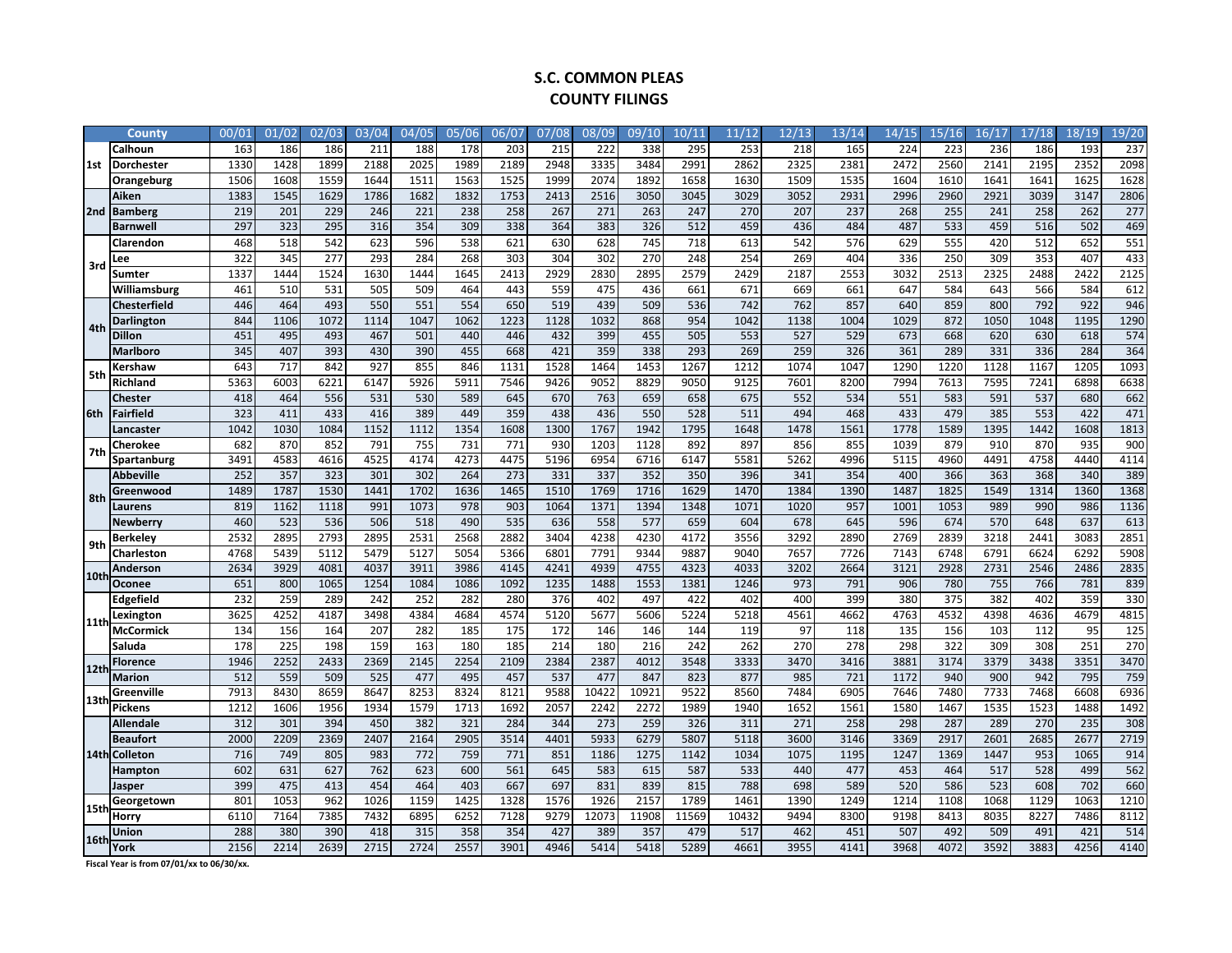# S.C. COMMON PLEAS

## COUNTY FILINGS

| | County | 00/01 | 01/02 | 02/03 | 03/04 | 04/05 | 05/06 | 06/07 | 07/08 | 08/09 | 09/10 | 10/11 | 11/12 | 12/13 | 13/14 | 14/15 | 15/16 | 16/17 | 17/18 | 18/19 | 19/20 |
|---|---|---|---|---|---|---|---|---|---|---|---|---|---|---|---|---|---|---|---|---|---|
| 1st | Calhoun | 163 | 186 | 186 | 211 | 188 | 178 | 203 | 215 | 222 | 338 | 295 | 253 | 218 | 165 | 224 | 223 | 236 | 186 | 193 | 237 |
| | Dorchester | 1330 | 1428 | 1899 | 2188 | 2025 | 1989 | 2189 | 2948 | 3335 | 3484 | 2991 | 2862 | 2325 | 2381 | 2472 | 2560 | 2141 | 2195 | 2352 | 2098 |
| | Orangeburg | 1506 | 1608 | 1559 | 1644 | 1511 | 1563 | 1525 | 1999 | 2074 | 1892 | 1658 | 1630 | 1509 | 1535 | 1604 | 1610 | 1641 | 1641 | 1625 | 1628 |
| 2nd | Aiken | 1383 | 1545 | 1629 | 1786 | 1682 | 1832 | 1753 | 2413 | 2516 | 3050 | 3045 | 3029 | 3052 | 2931 | 2996 | 2960 | 2921 | 3039 | 3147 | 2806 |
| | Bamberg | 219 | 201 | 229 | 246 | 221 | 238 | 258 | 267 | 271 | 263 | 247 | 270 | 207 | 237 | 268 | 255 | 241 | 258 | 262 | 277 |
| | Barnwell | 297 | 323 | 295 | 316 | 354 | 309 | 338 | 364 | 383 | 326 | 512 | 459 | 436 | 484 | 487 | 533 | 459 | 516 | 502 | 469 |
| 3rd | Clarendon | 468 | 518 | 542 | 623 | 596 | 538 | 621 | 630 | 628 | 745 | 718 | 613 | 542 | 576 | 629 | 555 | 420 | 512 | 652 | 551 |
| | Lee | 322 | 345 | 277 | 293 | 284 | 268 | 303 | 304 | 302 | 270 | 248 | 254 | 269 | 404 | 336 | 250 | 309 | 353 | 407 | 433 |
| | Sumter | 1337 | 1444 | 1524 | 1630 | 1444 | 1645 | 2413 | 2929 | 2830 | 2895 | 2579 | 2429 | 2187 | 2553 | 3032 | 2513 | 2325 | 2488 | 2422 | 2125 |
| | Williamsburg | 461 | 510 | 531 | 505 | 509 | 464 | 443 | 559 | 475 | 436 | 661 | 671 | 669 | 661 | 647 | 584 | 643 | 566 | 584 | 612 |
| 4th | Chesterfield | 446 | 464 | 493 | 550 | 551 | 554 | 650 | 519 | 439 | 509 | 536 | 742 | 762 | 857 | 640 | 859 | 800 | 792 | 922 | 946 |
| | Darlington | 844 | 1106 | 1072 | 1114 | 1047 | 1062 | 1223 | 1128 | 1032 | 868 | 954 | 1042 | 1138 | 1004 | 1029 | 872 | 1050 | 1048 | 1195 | 1290 |
| | Dillon | 451 | 495 | 493 | 467 | 501 | 440 | 446 | 432 | 399 | 455 | 505 | 553 | 527 | 529 | 673 | 668 | 620 | 630 | 618 | 574 |
| | Marlboro | 345 | 407 | 393 | 430 | 390 | 455 | 668 | 421 | 359 | 338 | 293 | 269 | 259 | 326 | 361 | 289 | 331 | 336 | 284 | 364 |
| 5th | Kershaw | 643 | 717 | 842 | 927 | 855 | 846 | 1131 | 1528 | 1464 | 1453 | 1267 | 1212 | 1074 | 1047 | 1290 | 1220 | 1128 | 1167 | 1205 | 1093 |
| | Richland | 5363 | 6003 | 6221 | 6147 | 5926 | 5911 | 7546 | 9426 | 9052 | 8829 | 9050 | 9125 | 7601 | 8200 | 7994 | 7613 | 7595 | 7241 | 6898 | 6638 |
| 6th | Chester | 418 | 464 | 556 | 531 | 530 | 589 | 645 | 670 | 763 | 659 | 658 | 675 | 552 | 534 | 551 | 583 | 591 | 537 | 680 | 662 |
| | Fairfield | 323 | 411 | 433 | 416 | 389 | 449 | 359 | 438 | 436 | 550 | 528 | 511 | 494 | 468 | 433 | 479 | 385 | 553 | 422 | 471 |
| | Lancaster | 1042 | 1030 | 1084 | 1152 | 1112 | 1354 | 1608 | 1300 | 1767 | 1942 | 1795 | 1648 | 1478 | 1561 | 1778 | 1589 | 1395 | 1442 | 1608 | 1813 |
| 7th | Cherokee | 682 | 870 | 852 | 791 | 755 | 731 | 771 | 930 | 1203 | 1128 | 892 | 897 | 856 | 855 | 1039 | 879 | 910 | 870 | 935 | 900 |
| | Spartanburg | 3491 | 4583 | 4616 | 4525 | 4174 | 4273 | 4475 | 5196 | 6954 | 6716 | 6147 | 5581 | 5262 | 4996 | 5115 | 4960 | 4491 | 4758 | 4440 | 4114 |
| 8th | Abbeville | 252 | 357 | 323 | 301 | 302 | 264 | 273 | 331 | 337 | 352 | 350 | 396 | 341 | 354 | 400 | 366 | 363 | 368 | 340 | 389 |
| | Greenwood | 1489 | 1787 | 1530 | 1441 | 1702 | 1636 | 1465 | 1510 | 1769 | 1716 | 1629 | 1470 | 1384 | 1390 | 1487 | 1825 | 1549 | 1314 | 1360 | 1368 |
| | Laurens | 819 | 1162 | 1118 | 991 | 1073 | 978 | 903 | 1064 | 1371 | 1394 | 1348 | 1071 | 1020 | 957 | 1001 | 1053 | 989 | 990 | 986 | 1136 |
| | Newberry | 460 | 523 | 536 | 506 | 518 | 490 | 535 | 636 | 558 | 577 | 659 | 604 | 678 | 645 | 596 | 674 | 570 | 648 | 637 | 613 |
| 9th | Berkeley | 2532 | 2895 | 2793 | 2895 | 2531 | 2568 | 2882 | 3404 | 4238 | 4230 | 4172 | 3556 | 3292 | 2890 | 2769 | 2839 | 3218 | 2441 | 3083 | 2851 |
| | Charleston | 4768 | 5439 | 5112 | 5479 | 5127 | 5054 | 5366 | 6801 | 7791 | 9344 | 9887 | 9040 | 7657 | 7726 | 7143 | 6748 | 6791 | 6624 | 6292 | 5908 |
| 10th | Anderson | 2634 | 3929 | 4081 | 4037 | 3911 | 3986 | 4145 | 4241 | 4939 | 4755 | 4323 | 4033 | 3202 | 2664 | 3121 | 2928 | 2731 | 2546 | 2486 | 2835 |
| | Oconee | 651 | 800 | 1065 | 1254 | 1084 | 1086 | 1092 | 1235 | 1488 | 1553 | 1381 | 1246 | 973 | 791 | 906 | 780 | 755 | 766 | 781 | 839 |
| 11th | Edgefield | 232 | 259 | 289 | 242 | 252 | 282 | 280 | 376 | 402 | 497 | 422 | 402 | 400 | 399 | 380 | 375 | 382 | 402 | 359 | 330 |
| | Lexington | 3625 | 4252 | 4187 | 3498 | 4384 | 4684 | 4574 | 5120 | 5677 | 5606 | 5224 | 5218 | 4561 | 4662 | 4763 | 4532 | 4398 | 4636 | 4679 | 4815 |
| | McCormick | 134 | 156 | 164 | 207 | 282 | 185 | 175 | 172 | 146 | 146 | 144 | 119 | 97 | 118 | 135 | 156 | 103 | 112 | 95 | 125 |
| | Saluda | 178 | 225 | 198 | 159 | 163 | 180 | 185 | 214 | 180 | 216 | 242 | 262 | 270 | 278 | 298 | 322 | 309 | 308 | 251 | 270 |
| 12th | Florence | 1946 | 2252 | 2433 | 2369 | 2145 | 2254 | 2109 | 2384 | 2387 | 4012 | 3548 | 3333 | 3470 | 3416 | 3881 | 3174 | 3379 | 3438 | 3351 | 3470 |
| | Marion | 512 | 559 | 509 | 525 | 477 | 495 | 457 | 537 | 477 | 847 | 823 | 877 | 985 | 721 | 1172 | 940 | 900 | 942 | 795 | 759 |
| 13th | Greenville | 7913 | 8430 | 8659 | 8647 | 8253 | 8324 | 8121 | 9588 | 10422 | 10921 | 9522 | 8560 | 7484 | 6905 | 7646 | 7480 | 7733 | 7468 | 6608 | 6936 |
| | Pickens | 1212 | 1606 | 1956 | 1934 | 1579 | 1713 | 1692 | 2057 | 2242 | 2272 | 1989 | 1940 | 1652 | 1561 | 1580 | 1467 | 1535 | 1523 | 1488 | 1492 |
| 14th | Allendale | 312 | 301 | 394 | 450 | 382 | 321 | 284 | 344 | 273 | 259 | 326 | 311 | 271 | 258 | 298 | 287 | 289 | 270 | 235 | 308 |
| | Beaufort | 2000 | 2209 | 2369 | 2407 | 2164 | 2905 | 3514 | 4401 | 5933 | 6279 | 5807 | 5118 | 3600 | 3146 | 3369 | 2917 | 2601 | 2685 | 2677 | 2719 |
| | Colleton | 716 | 749 | 805 | 983 | 772 | 759 | 771 | 851 | 1186 | 1275 | 1142 | 1034 | 1075 | 1195 | 1247 | 1369 | 1447 | 953 | 1065 | 914 |
| | Hampton | 602 | 631 | 627 | 762 | 623 | 600 | 561 | 645 | 583 | 615 | 587 | 533 | 440 | 477 | 453 | 464 | 517 | 528 | 499 | 562 |
| | Jasper | 399 | 475 | 413 | 454 | 464 | 403 | 667 | 697 | 831 | 839 | 815 | 788 | 698 | 589 | 520 | 586 | 523 | 608 | 702 | 660 |
| 15th | Georgetown | 801 | 1053 | 962 | 1026 | 1159 | 1425 | 1328 | 1576 | 1926 | 2157 | 1789 | 1461 | 1390 | 1249 | 1214 | 1108 | 1068 | 1129 | 1063 | 1210 |
| | Horry | 6110 | 7164 | 7385 | 7432 | 6895 | 6252 | 7128 | 9279 | 12073 | 11908 | 11569 | 10432 | 9494 | 8300 | 9198 | 8413 | 8035 | 8227 | 7486 | 8112 |
| 16th | Union | 288 | 380 | 390 | 418 | 315 | 358 | 354 | 427 | 389 | 357 | 479 | 517 | 462 | 451 | 507 | 492 | 509 | 491 | 421 | 514 |
| | York | 2156 | 2214 | 2639 | 2715 | 2724 | 2557 | 3901 | 4946 | 5414 | 5418 | 5289 | 4661 | 3955 | 4141 | 3968 | 4072 | 3592 | 3883 | 4256 | 4140 |

**Fiscal Year is from 07/01/xx to 06/30/xx.**